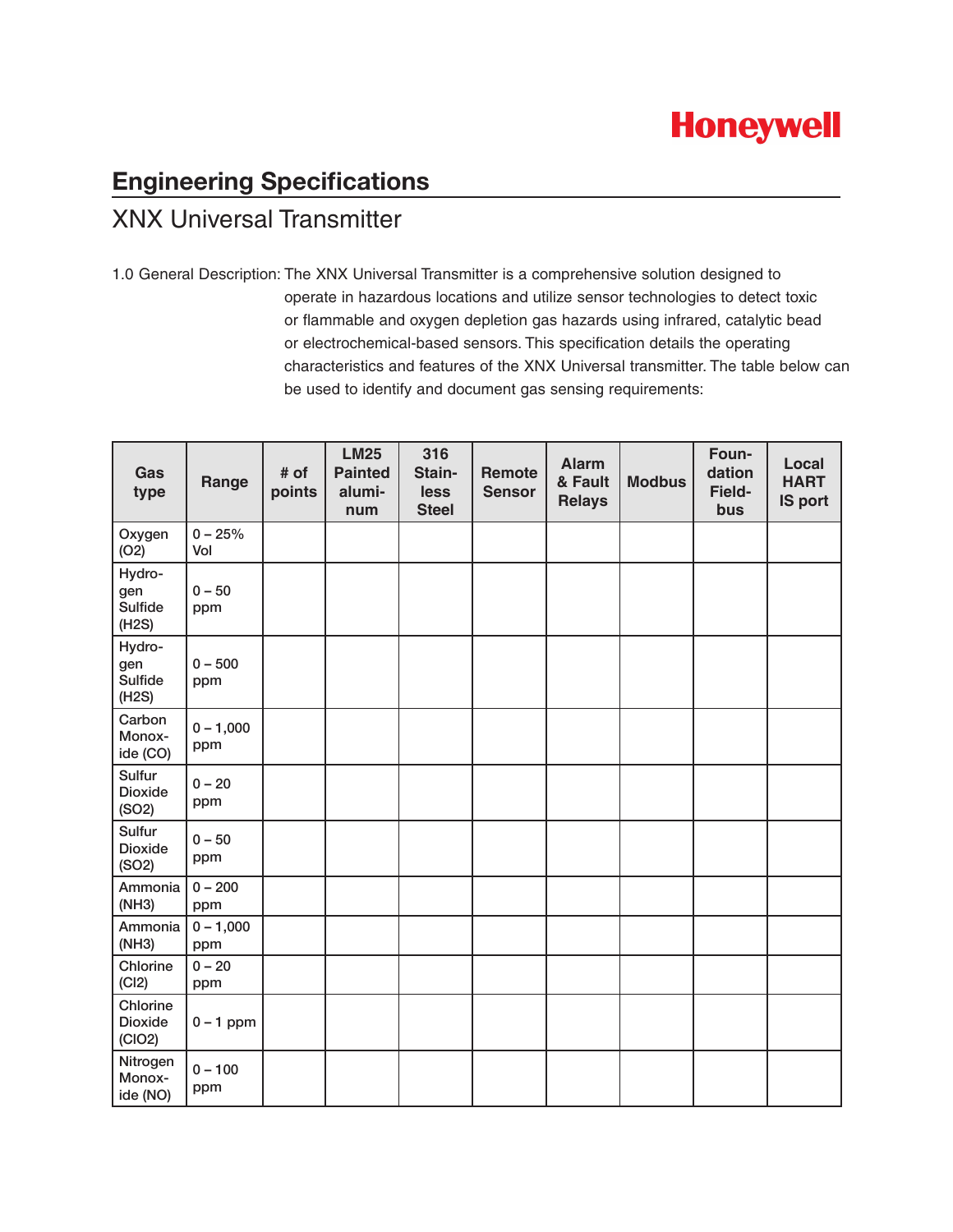Honeywell

# Engineering Specifications

## XNX Universal Transmitter

1.0 General Description: The XNX Universal Transmitter is a comprehensive solution designed to operate in hazardous locations and utilize sensor technologies to detect toxic or flammable and oxygen depletion gas hazards using infrared, catalytic bead or electrochemical-based sensors. This specification details the operating characteristics and features of the XNX Universal transmitter. The table below can be used to identify and document gas sensing requirements:

| Gas type | Range | # of points | LM25 Painted aluminum | 316 Stainless Steel | Remote Sensor | Alarm & Fault Relays | Modbus | Foundation Fieldbus | Local HART IS port |
|---|---|---|---|---|---|---|---|---|---|
| Oxygen ($O_2$) | 0 – 25% Vol | | | | | | | | |
| Hydrogen Sulfide ($H_2S$) | 0 – 50 ppm | | | | | | | | |
| Hydrogen Sulfide ($H_2S$) | 0 – 500 ppm | | | | | | | | |
| Carbon Monoxide (CO) | 0 – 1,000 ppm | | | | | | | | |
| Sulfur Dioxide ($SO_2$) | 0 – 20 ppm | | | | | | | | |
| Sulfur Dioxide ($SO_2$) | 0 – 50 ppm | | | | | | | | |
| Ammonia ($NH_3$) | 0 – 200 ppm | | | | | | | | |
| Ammonia ($NH_3$) | 0 – 1,000 ppm | | | | | | | | |
| Chlorine ($Cl_2$) | 0 – 20 ppm | | | | | | | | |
| Chlorine Dioxide ($ClO_2$) | 0 – 1 ppm | | | | | | | | |
| Nitrogen Monoxide (NO) | 0 – 100 ppm | | | | | | | | |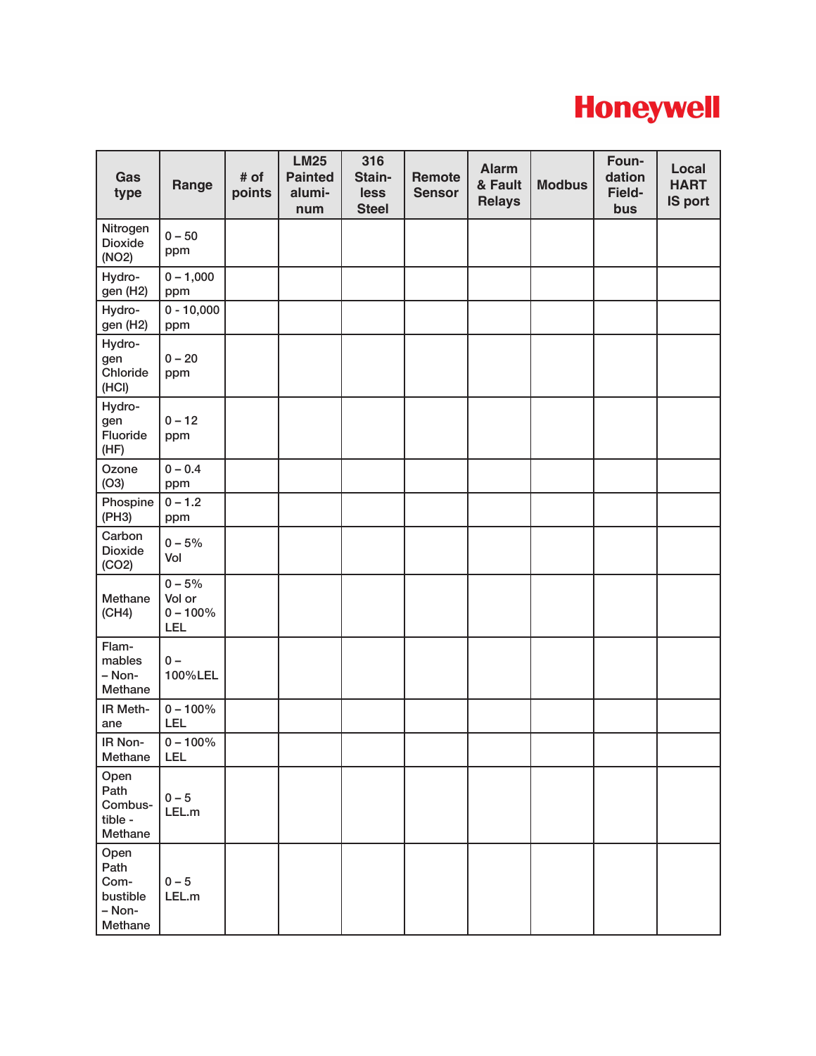| Gas type | Range | # of points | LM25 Painted aluminum | 316 Stainless Steel | Remote Sensor | Alarm & Fault Relays | Modbus | Foundation Fieldbus | Local HART IS port |
|---|---|---|---|---|---|---|---|---|---|
| Nitrogen Dioxide ($NO_2$) | 0 – 50 ppm | | | | | | | | |
| Hydrogen ($H_2$) | 0 – 1,000 ppm | | | | | | | | |
| Hydrogen ($H_2$) | 0 - 10,000 ppm | | | | | | | | |
| Hydrogen Chloride (HCl) | 0 – 20 ppm | | | | | | | | |
| Hydrogen Fluoride (HF) | 0 – 12 ppm | | | | | | | | |
| Ozone ($O_3$) | 0 – 0.4 ppm | | | | | | | | |
| Phospine ($PH_3$) | 0 – 1.2 ppm | | | | | | | | |
| Carbon Dioxide ($CO_2$) | 0 – 5% Vol | | | | | | | | |
| Methane ($CH_4$) | 0 – 5% Vol or 0 – 100% LEL | | | | | | | | |
| Flammables – Non-Methane | 0 – 100%LEL | | | | | | | | |
| IR Methane | 0 – 100% LEL | | | | | | | | |
| IR Non-Methane | 0 – 100% LEL | | | | | | | | |
| Open Path Combustible - Methane | 0 – 5 LEL.m | | | | | | | | |
| Open Path Combustible – Non-Methane | 0 – 5 LEL.m | | | | | | | | |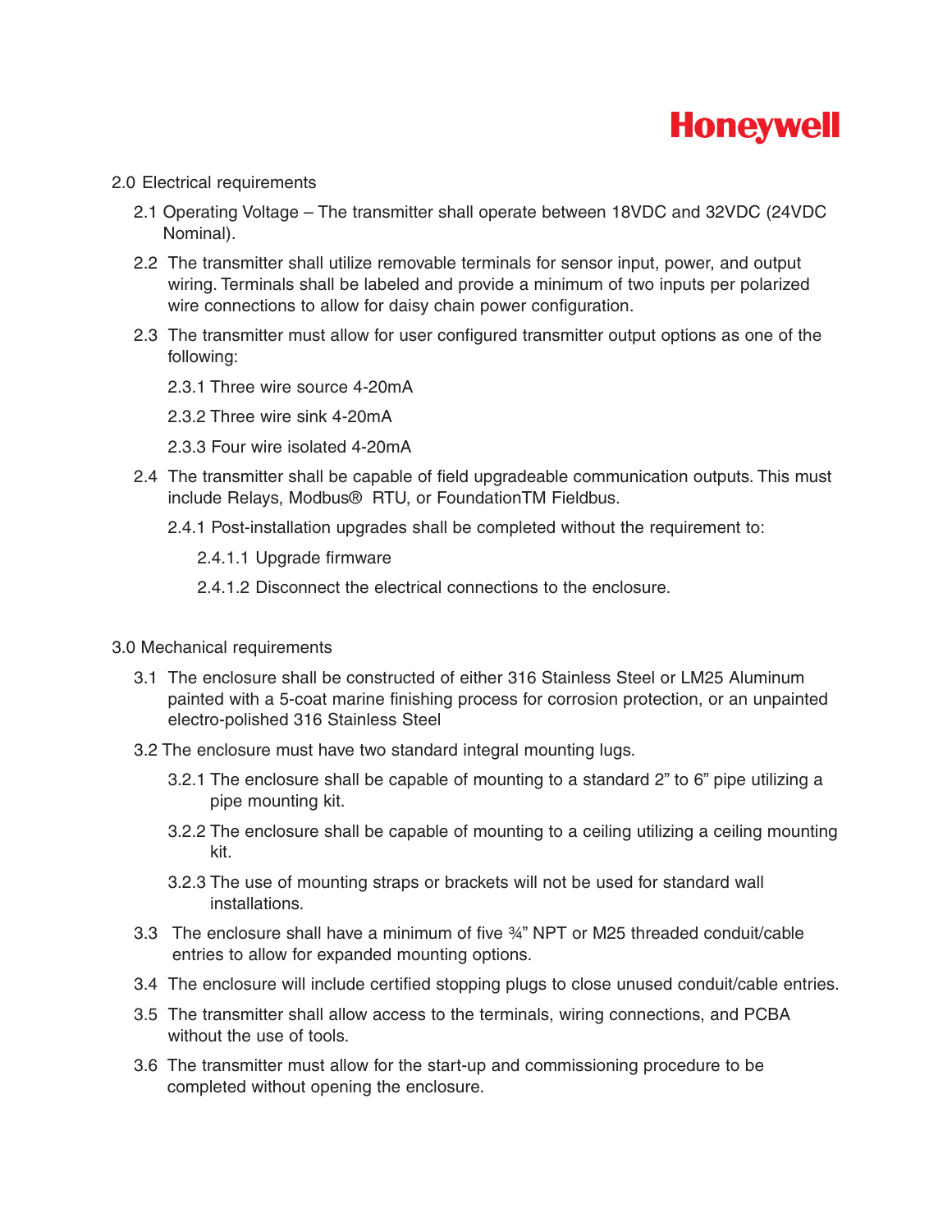2.0 Electrical requirements

2.1 Operating Voltage – The transmitter shall operate between 18VDC and 32VDC (24VDC Nominal).

2.2 The transmitter shall utilize removable terminals for sensor input, power, and output wiring. Terminals shall be labeled and provide a minimum of two inputs per polarized wire connections to allow for daisy chain power configuration.

2.3 The transmitter must allow for user configured transmitter output options as one of the following:

2.3.1 Three wire source 4-20mA

2.3.2 Three wire sink 4-20mA

2.3.3 Four wire isolated 4-20mA

2.4 The transmitter shall be capable of field upgradeable communication outputs. This must include Relays, Modbus® RTU, or FoundationTM Fieldbus.

2.4.1 Post-installation upgrades shall be completed without the requirement to:

2.4.1.1 Upgrade firmware

2.4.1.2 Disconnect the electrical connections to the enclosure.

3.0 Mechanical requirements

3.1 The enclosure shall be constructed of either 316 Stainless Steel or LM25 Aluminum painted with a 5-coat marine finishing process for corrosion protection, or an unpainted electro-polished 316 Stainless Steel

3.2 The enclosure must have two standard integral mounting lugs.

3.2.1 The enclosure shall be capable of mounting to a standard 2" to 6" pipe utilizing a pipe mounting kit.

3.2.2 The enclosure shall be capable of mounting to a ceiling utilizing a ceiling mounting kit.

3.2.3 The use of mounting straps or brackets will not be used for standard wall installations.

3.3 The enclosure shall have a minimum of five ¾" NPT or M25 threaded conduit/cable entries to allow for expanded mounting options.

3.4 The enclosure will include certified stopping plugs to close unused conduit/cable entries.

3.5 The transmitter shall allow access to the terminals, wiring connections, and PCBA without the use of tools.

3.6 The transmitter must allow for the start-up and commissioning procedure to be completed without opening the enclosure.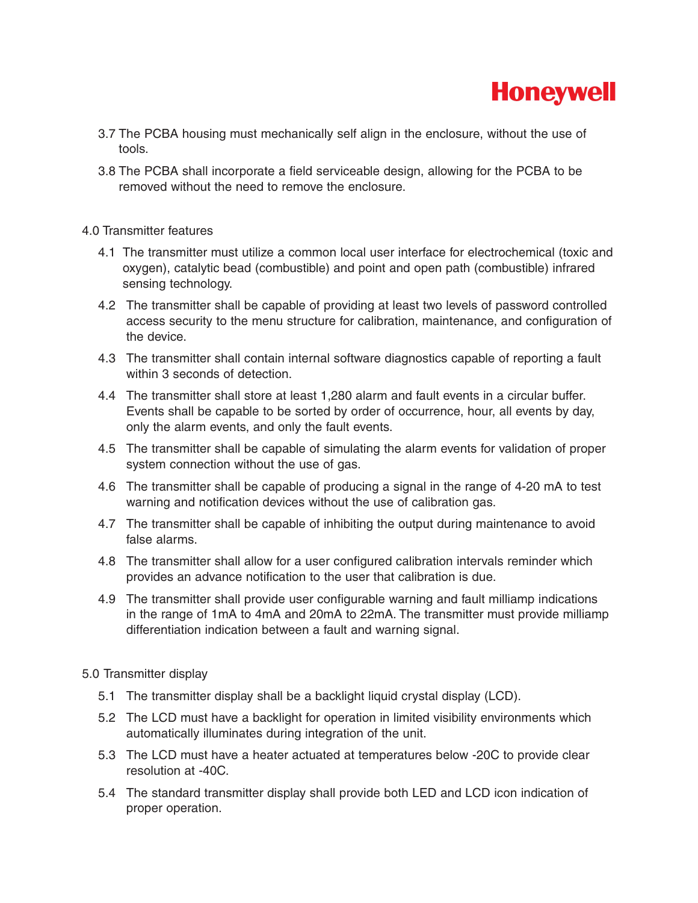3.7 The PCBA housing must mechanically self align in the enclosure, without the use of tools.

3.8 The PCBA shall incorporate a field serviceable design, allowing for the PCBA to be removed without the need to remove the enclosure.

4.0 Transmitter features

4.1 The transmitter must utilize a common local user interface for electrochemical (toxic and oxygen), catalytic bead (combustible) and point and open path (combustible) infrared sensing technology.

4.2 The transmitter shall be capable of providing at least two levels of password controlled access security to the menu structure for calibration, maintenance, and configuration of the device.

4.3 The transmitter shall contain internal software diagnostics capable of reporting a fault within 3 seconds of detection.

4.4 The transmitter shall store at least 1,280 alarm and fault events in a circular buffer. Events shall be capable to be sorted by order of occurrence, hour, all events by day, only the alarm events, and only the fault events.

4.5 The transmitter shall be capable of simulating the alarm events for validation of proper system connection without the use of gas.

4.6 The transmitter shall be capable of producing a signal in the range of 4-20 mA to test warning and notification devices without the use of calibration gas.

4.7 The transmitter shall be capable of inhibiting the output during maintenance to avoid false alarms.

4.8 The transmitter shall allow for a user configured calibration intervals reminder which provides an advance notification to the user that calibration is due.

4.9 The transmitter shall provide user configurable warning and fault milliamp indications in the range of 1mA to 4mA and 20mA to 22mA. The transmitter must provide milliamp differentiation indication between a fault and warning signal.

5.0 Transmitter display

5.1 The transmitter display shall be a backlight liquid crystal display (LCD).

5.2 The LCD must have a backlight for operation in limited visibility environments which automatically illuminates during integration of the unit.

5.3 The LCD must have a heater actuated at temperatures below -20C to provide clear resolution at -40C.

5.4 The standard transmitter display shall provide both LED and LCD icon indication of proper operation.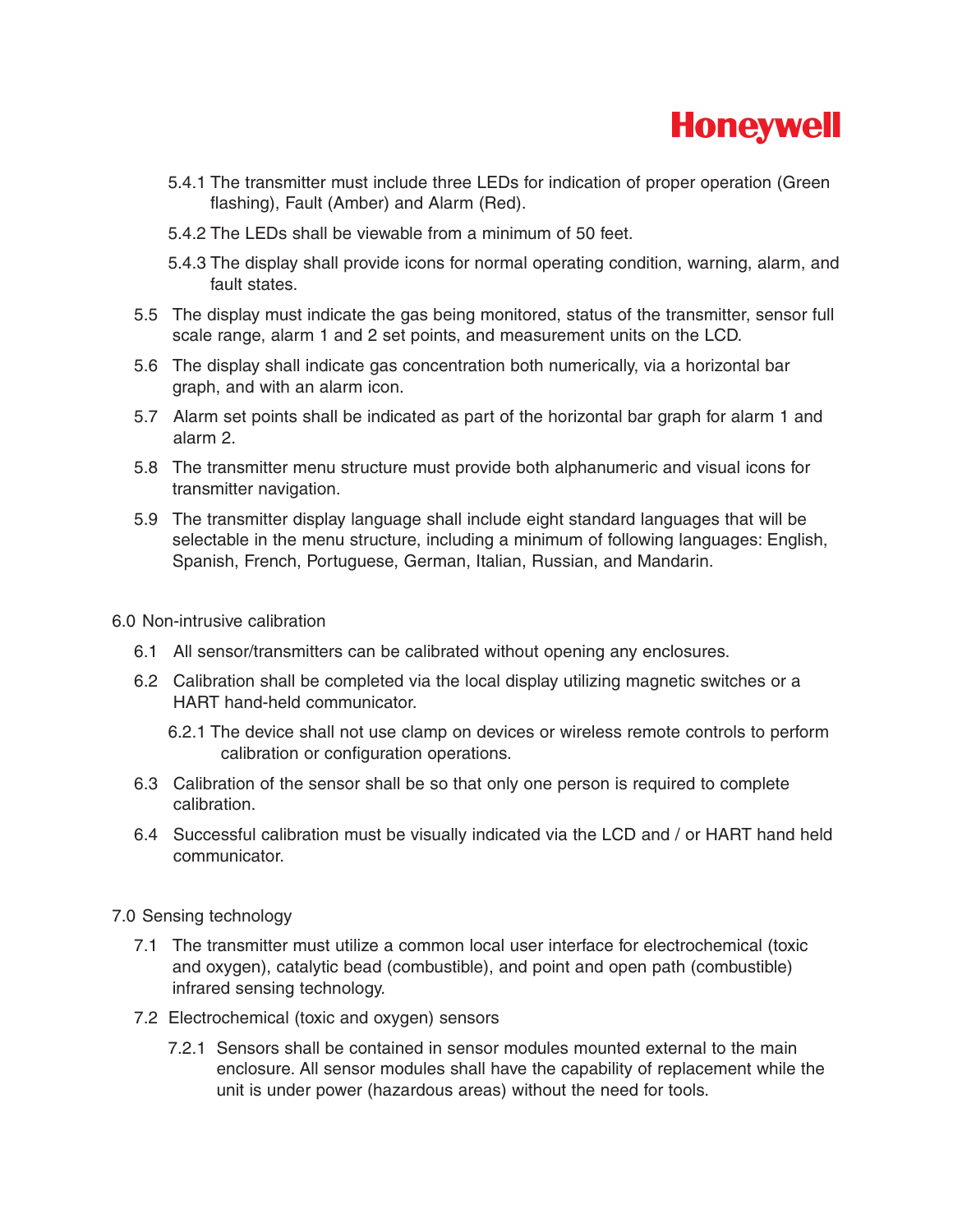5.4.1 The transmitter must include three LEDs for indication of proper operation (Green flashing), Fault (Amber) and Alarm (Red).

5.4.2 The LEDs shall be viewable from a minimum of 50 feet.

5.4.3 The display shall provide icons for normal operating condition, warning, alarm, and fault states.

5.5 The display must indicate the gas being monitored, status of the transmitter, sensor full scale range, alarm 1 and 2 set points, and measurement units on the LCD.

5.6 The display shall indicate gas concentration both numerically, via a horizontal bar graph, and with an alarm icon.

5.7 Alarm set points shall be indicated as part of the horizontal bar graph for alarm 1 and alarm 2.

5.8 The transmitter menu structure must provide both alphanumeric and visual icons for transmitter navigation.

5.9 The transmitter display language shall include eight standard languages that will be selectable in the menu structure, including a minimum of following languages: English, Spanish, French, Portuguese, German, Italian, Russian, and Mandarin.

## 6.0 Non-intrusive calibration

6.1 All sensor/transmitters can be calibrated without opening any enclosures.

6.2 Calibration shall be completed via the local display utilizing magnetic switches or a HART hand-held communicator.

6.2.1 The device shall not use clamp on devices or wireless remote controls to perform calibration or configuration operations.

6.3 Calibration of the sensor shall be so that only one person is required to complete calibration.

6.4 Successful calibration must be visually indicated via the LCD and / or HART hand held communicator.

## 7.0 Sensing technology

7.1 The transmitter must utilize a common local user interface for electrochemical (toxic and oxygen), catalytic bead (combustible), and point and open path (combustible) infrared sensing technology.

7.2 Electrochemical (toxic and oxygen) sensors

7.2.1 Sensors shall be contained in sensor modules mounted external to the main enclosure. All sensor modules shall have the capability of replacement while the unit is under power (hazardous areas) without the need for tools.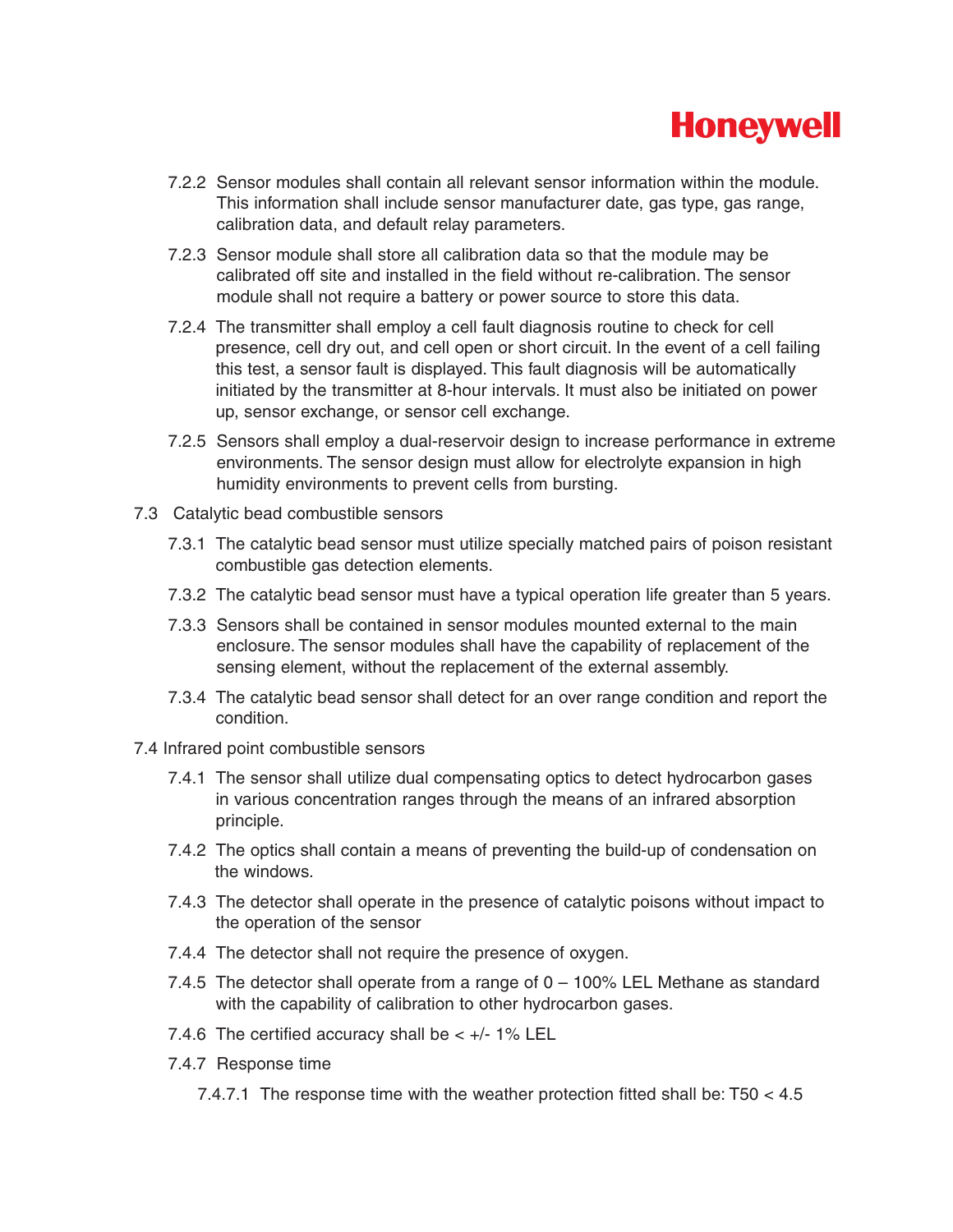7.2.2 Sensor modules shall contain all relevant sensor information within the module. This information shall include sensor manufacturer date, gas type, gas range, calibration data, and default relay parameters.

7.2.3 Sensor module shall store all calibration data so that the module may be calibrated off site and installed in the field without re-calibration. The sensor module shall not require a battery or power source to store this data.

7.2.4 The transmitter shall employ a cell fault diagnosis routine to check for cell presence, cell dry out, and cell open or short circuit. In the event of a cell failing this test, a sensor fault is displayed. This fault diagnosis will be automatically initiated by the transmitter at 8-hour intervals. It must also be initiated on power up, sensor exchange, or sensor cell exchange.

7.2.5 Sensors shall employ a dual-reservoir design to increase performance in extreme environments. The sensor design must allow for electrolyte expansion in high humidity environments to prevent cells from bursting.

7.3 Catalytic bead combustible sensors

7.3.1 The catalytic bead sensor must utilize specially matched pairs of poison resistant combustible gas detection elements.

7.3.2 The catalytic bead sensor must have a typical operation life greater than 5 years.

7.3.3 Sensors shall be contained in sensor modules mounted external to the main enclosure. The sensor modules shall have the capability of replacement of the sensing element, without the replacement of the external assembly.

7.3.4 The catalytic bead sensor shall detect for an over range condition and report the condition.

7.4 Infrared point combustible sensors

7.4.1 The sensor shall utilize dual compensating optics to detect hydrocarbon gases in various concentration ranges through the means of an infrared absorption principle.

7.4.2 The optics shall contain a means of preventing the build-up of condensation on the windows.

7.4.3 The detector shall operate in the presence of catalytic poisons without impact to the operation of the sensor

7.4.4 The detector shall not require the presence of oxygen.

7.4.5 The detector shall operate from a range of 0 – 100% LEL Methane as standard with the capability of calibration to other hydrocarbon gases.

7.4.6 The certified accuracy shall be < +/- 1% LEL

7.4.7 Response time

7.4.7.1 The response time with the weather protection fitted shall be: $T50 < 4.5$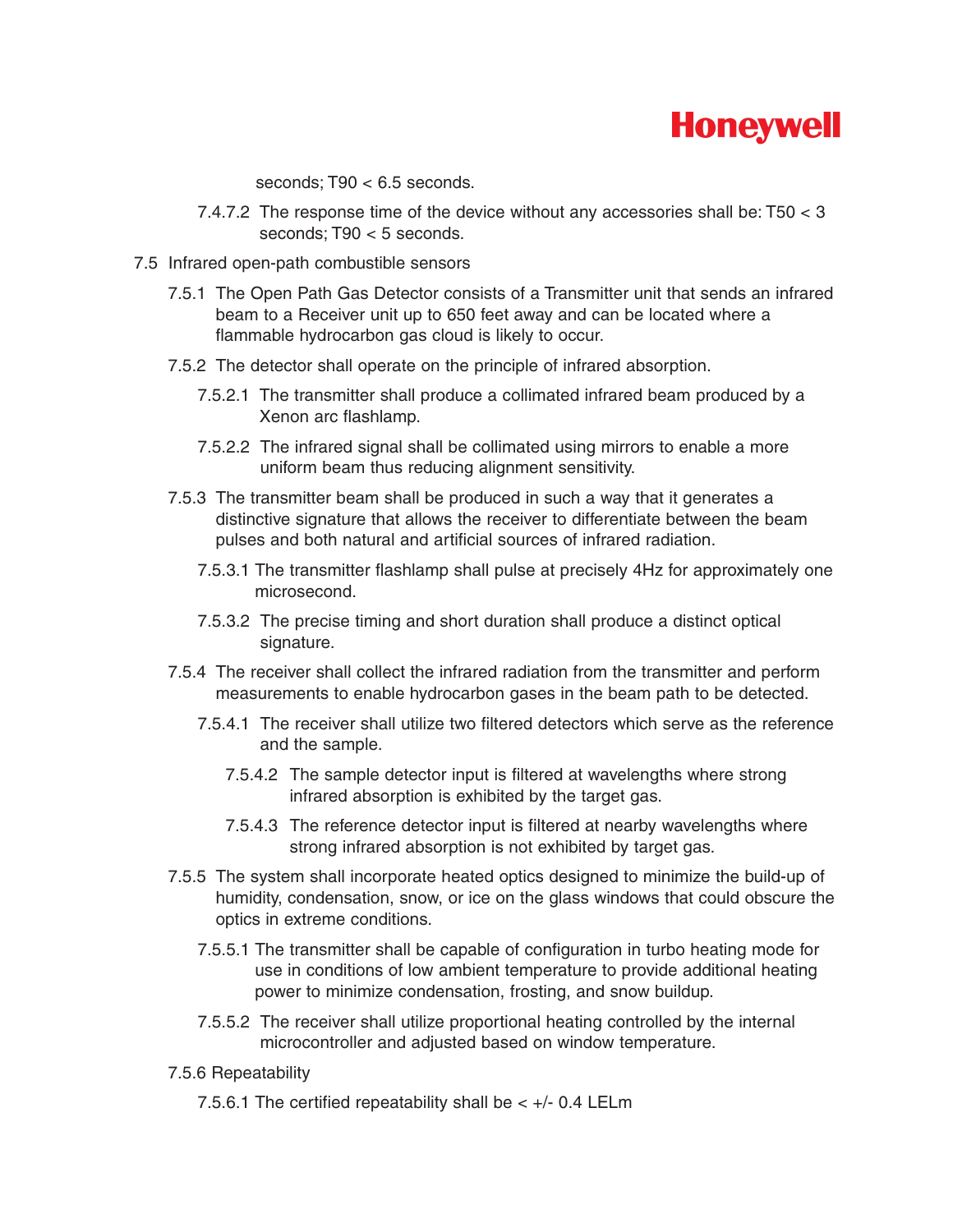seconds; T90 < 6.5 seconds.

7.4.7.2 The response time of the device without any accessories shall be: T50 < 3 seconds; T90 < 5 seconds.

7.5 Infrared open-path combustible sensors

7.5.1 The Open Path Gas Detector consists of a Transmitter unit that sends an infrared beam to a Receiver unit up to 650 feet away and can be located where a flammable hydrocarbon gas cloud is likely to occur.

7.5.2 The detector shall operate on the principle of infrared absorption.

7.5.2.1 The transmitter shall produce a collimated infrared beam produced by a Xenon arc flashlamp.

7.5.2.2 The infrared signal shall be collimated using mirrors to enable a more uniform beam thus reducing alignment sensitivity.

7.5.3 The transmitter beam shall be produced in such a way that it generates a distinctive signature that allows the receiver to differentiate between the beam pulses and both natural and artificial sources of infrared radiation.

7.5.3.1 The transmitter flashlamp shall pulse at precisely 4Hz for approximately one microsecond.

7.5.3.2 The precise timing and short duration shall produce a distinct optical signature.

7.5.4 The receiver shall collect the infrared radiation from the transmitter and perform measurements to enable hydrocarbon gases in the beam path to be detected.

7.5.4.1 The receiver shall utilize two filtered detectors which serve as the reference and the sample.

7.5.4.2 The sample detector input is filtered at wavelengths where strong infrared absorption is exhibited by the target gas.

7.5.4.3 The reference detector input is filtered at nearby wavelengths where strong infrared absorption is not exhibited by target gas.

7.5.5 The system shall incorporate heated optics designed to minimize the build-up of humidity, condensation, snow, or ice on the glass windows that could obscure the optics in extreme conditions.

7.5.5.1 The transmitter shall be capable of configuration in turbo heating mode for use in conditions of low ambient temperature to provide additional heating power to minimize condensation, frosting, and snow buildup.

7.5.5.2 The receiver shall utilize proportional heating controlled by the internal microcontroller and adjusted based on window temperature.

7.5.6 Repeatability

7.5.6.1 The certified repeatability shall be < +/- 0.4 LELm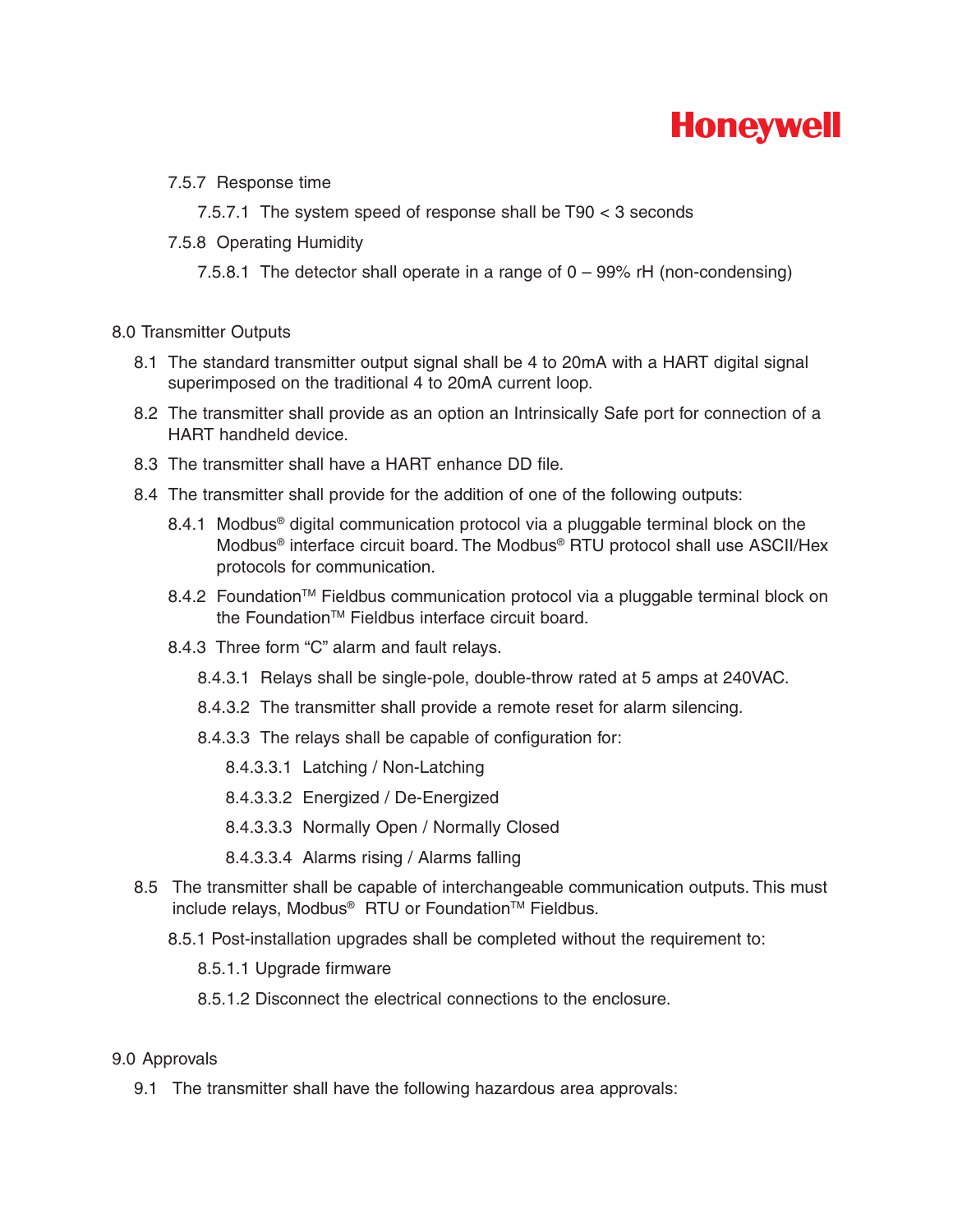7.5.7 Response time

7.5.7.1 The system speed of response shall be T90 < 3 seconds

7.5.8 Operating Humidity

7.5.8.1 The detector shall operate in a range of 0 – 99% rH (non-condensing)

## 8.0 Transmitter Outputs

8.1 The standard transmitter output signal shall be 4 to 20mA with a HART digital signal superimposed on the traditional 4 to 20mA current loop.

8.2 The transmitter shall provide as an option an Intrinsically Safe port for connection of a HART handheld device.

8.3 The transmitter shall have a HART enhance DD file.

8.4 The transmitter shall provide for the addition of one of the following outputs:

8.4.1 Modbus® digital communication protocol via a pluggable terminal block on the Modbus® interface circuit board. The Modbus® RTU protocol shall use ASCII/Hex protocols for communication.

8.4.2 Foundation™ Fieldbus communication protocol via a pluggable terminal block on the Foundation™ Fieldbus interface circuit board.

8.4.3 Three form “C” alarm and fault relays.

8.4.3.1 Relays shall be single-pole, double-throw rated at 5 amps at 240VAC.

8.4.3.2 The transmitter shall provide a remote reset for alarm silencing.

8.4.3.3 The relays shall be capable of configuration for:

8.4.3.3.1 Latching / Non-Latching

8.4.3.3.2 Energized / De-Energized

8.4.3.3.3 Normally Open / Normally Closed

8.4.3.3.4 Alarms rising / Alarms falling

8.5 The transmitter shall be capable of interchangeable communication outputs. This must include relays, Modbus® RTU or Foundation™ Fieldbus.

8.5.1 Post-installation upgrades shall be completed without the requirement to:

8.5.1.1 Upgrade firmware

8.5.1.2 Disconnect the electrical connections to the enclosure.

## 9.0 Approvals

9.1 The transmitter shall have the following hazardous area approvals: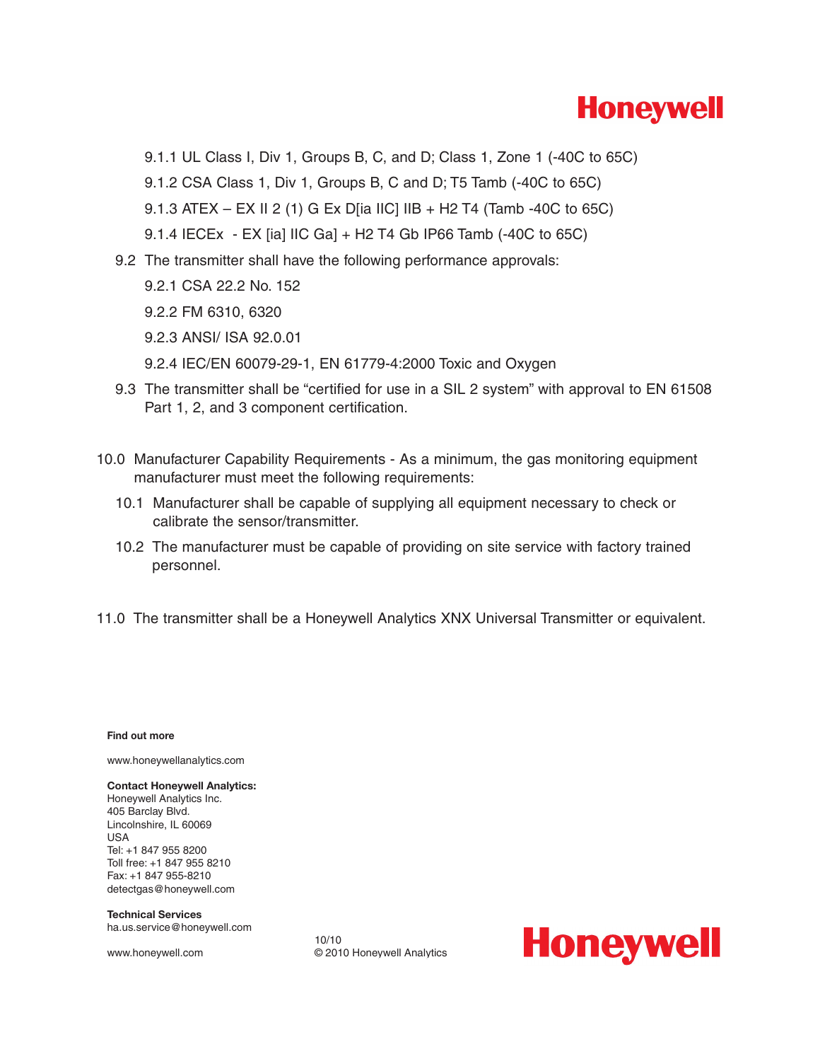9.1.1 UL Class I, Div 1, Groups B, C, and D; Class 1, Zone 1 (-40C to 65C)

9.1.2 CSA Class 1, Div 1, Groups B, C and D; T5 Tamb (-40C to 65C)

9.1.3 ATEX – EX II 2 (1) G Ex D[ia IIC] IIB + H2 T4 (Tamb -40C to 65C)

9.1.4 IECEx - EX [ia] IIC Ga] + H2 T4 Gb IP66 Tamb (-40C to 65C)

9.2 The transmitter shall have the following performance approvals:

9.2.1 CSA 22.2 No. 152

9.2.2 FM 6310, 6320

9.2.3 ANSI/ ISA 92.0.01

9.2.4 IEC/EN 60079-29-1, EN 61779-4:2000 Toxic and Oxygen

9.3 The transmitter shall be “certified for use in a SIL 2 system” with approval to EN 61508 Part 1, 2, and 3 component certification.

10.0 Manufacturer Capability Requirements - As a minimum, the gas monitoring equipment manufacturer must meet the following requirements:

10.1 Manufacturer shall be capable of supplying all equipment necessary to check or calibrate the sensor/transmitter.

10.2 The manufacturer must be capable of providing on site service with factory trained personnel.

11.0 The transmitter shall be a Honeywell Analytics XNX Universal Transmitter or equivalent.

**Find out more**

www.honeywellanalytics.com

**Contact Honeywell Analytics:**
Honeywell Analytics Inc.
405 Barclay Blvd.
Lincolnshire, IL 60069
USA
Tel: +1 847 955 8200
Toll free: +1 847 955 8210
Fax: +1 847 955-8210
detectgas@honeywell.com

**Technical Services**
ha.us.service@honeywell.com

www.honeywell.com

10/10
© 2010 Honeywell Analytics

Honeywell